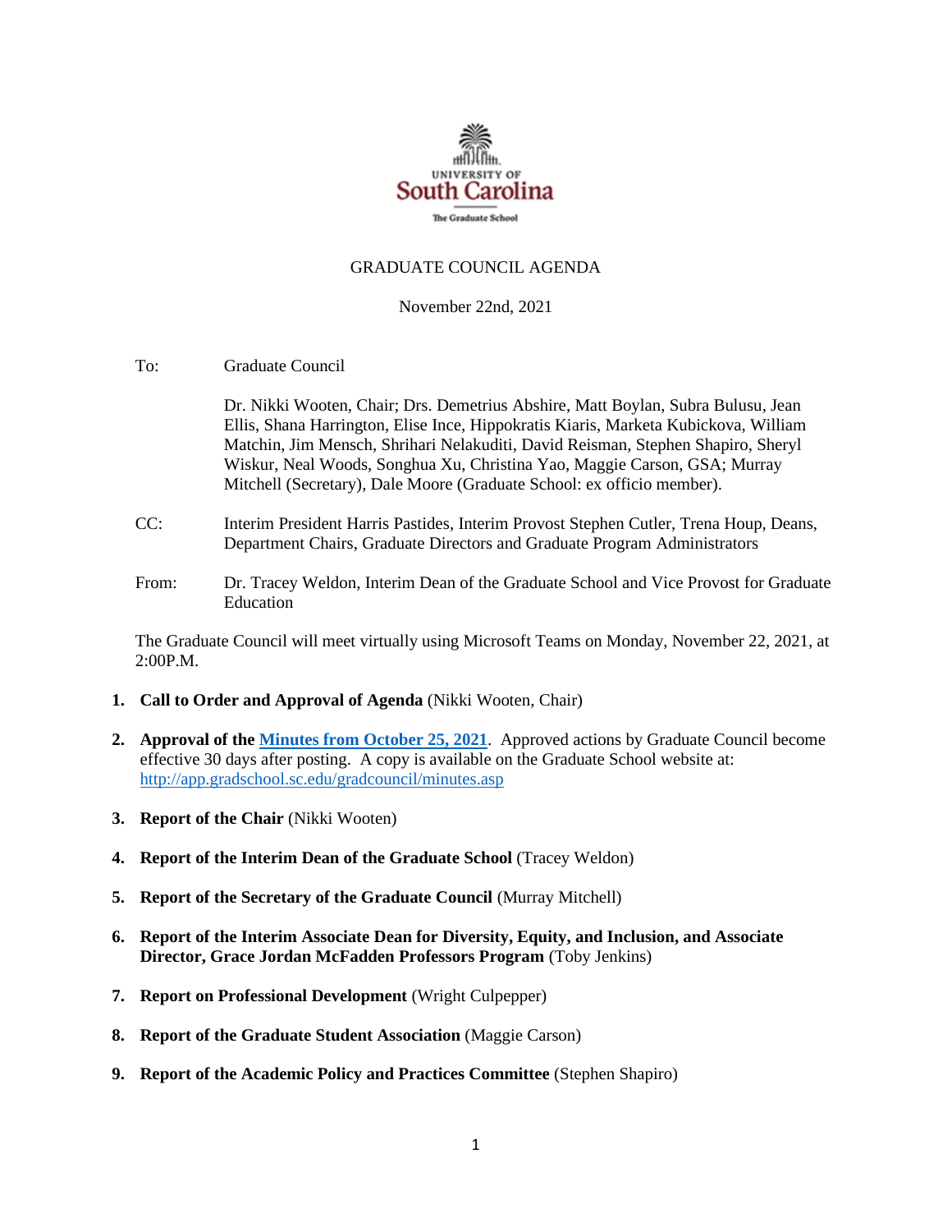UNIVERSITY OF
South Carolina
The Graduate School

# GRADUATE COUNCIL AGENDA

November 22nd, 2021

To: Graduate Council

Dr. Nikki Wooten, Chair; Drs. Demetrius Abshire, Matt Boylan, Subra Bulusu, Jean Ellis, Shana Harrington, Elise Ince, Hippokratis Kiaris, Marketa Kubickova, William Matchin, Jim Mensch, Shrihari Nelakuditi, David Reisman, Stephen Shapiro, Sheryl Wiskur, Neal Woods, Songhua Xu, Christina Yao, Maggie Carson, GSA; Murray Mitchell (Secretary), Dale Moore (Graduate School: ex officio member).

CC: Interim President Harris Pastides, Interim Provost Stephen Cutler, Trena Houp, Deans, Department Chairs, Graduate Directors and Graduate Program Administrators

From: Dr. Tracey Weldon, Interim Dean of the Graduate School and Vice Provost for Graduate Education

The Graduate Council will meet virtually using Microsoft Teams on Monday, November 22, 2021, at 2:00P.M.

1. **Call to Order and Approval of Agenda** (Nikki Wooten, Chair)

2. **Approval of the Minutes from October 25, 2021**. Approved actions by Graduate Council become effective 30 days after posting. A copy is available on the Graduate School website at: http://app.gradschool.sc.edu/gradcouncil/minutes.asp

3. **Report of the Chair** (Nikki Wooten)

4. **Report of the Interim Dean of the Graduate School** (Tracey Weldon)

5. **Report of the Secretary of the Graduate Council** (Murray Mitchell)

6. **Report of the Interim Associate Dean for Diversity, Equity, and Inclusion, and Associate Director, Grace Jordan McFadden Professors Program** (Toby Jenkins)

7. **Report on Professional Development** (Wright Culpepper)

8. **Report of the Graduate Student Association** (Maggie Carson)

9. **Report of the Academic Policy and Practices Committee** (Stephen Shapiro)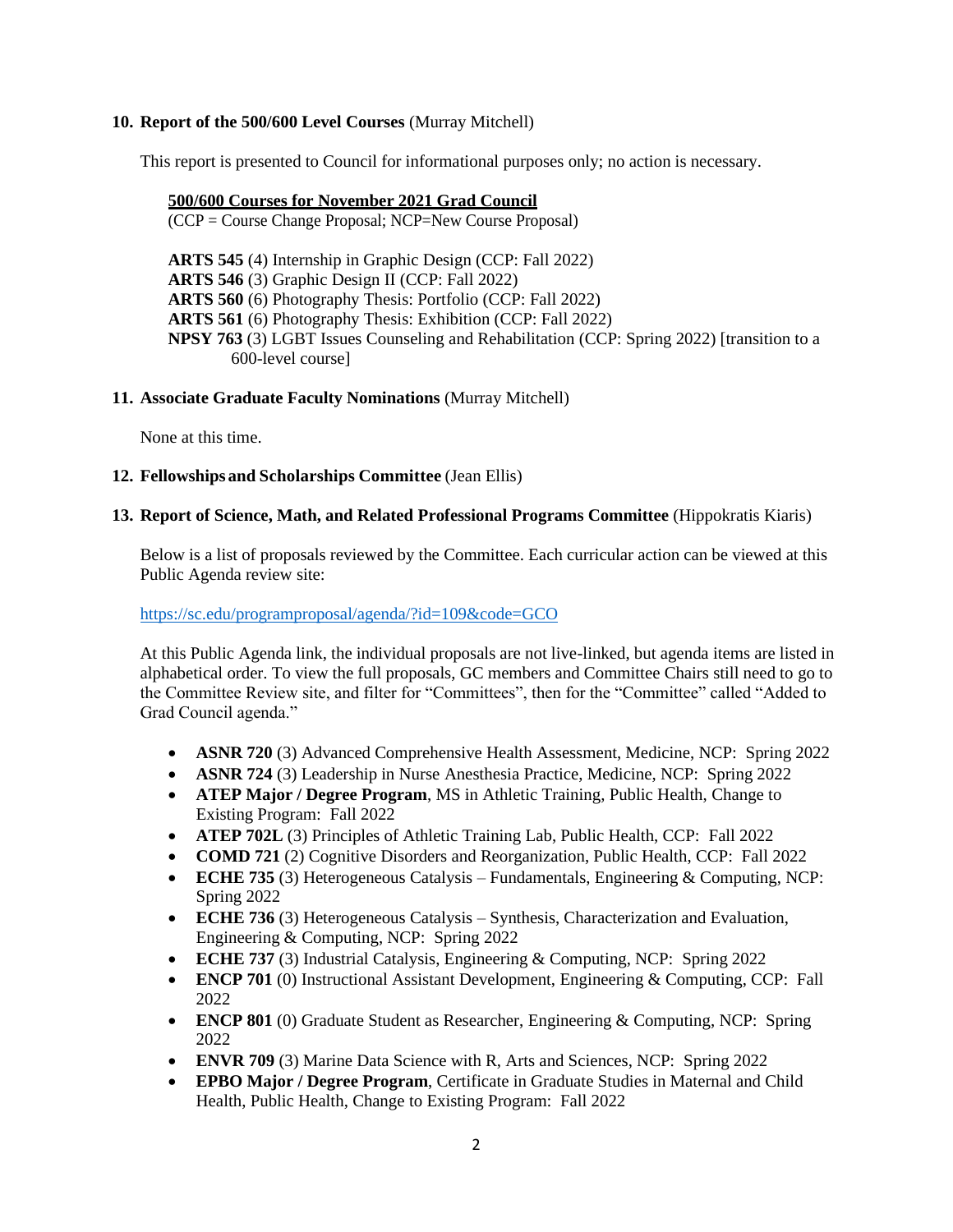**10. Report of the 500/600 Level Courses** (Murray Mitchell)

This report is presented to Council for informational purposes only; no action is necessary.

**500/600 Courses for November 2021 Grad Council**
(CCP = Course Change Proposal; NCP=New Course Proposal)

**ARTS 545** (4) Internship in Graphic Design (CCP: Fall 2022)
**ARTS 546** (3) Graphic Design II (CCP: Fall 2022)
**ARTS 560** (6) Photography Thesis: Portfolio (CCP: Fall 2022)
**ARTS 561** (6) Photography Thesis: Exhibition (CCP: Fall 2022)
**NPSY 763** (3) LGBT Issues Counseling and Rehabilitation (CCP: Spring 2022) [transition to a 600-level course]

**11. Associate Graduate Faculty Nominations** (Murray Mitchell)

None at this time.

**12. Fellowships and Scholarships Committee** (Jean Ellis)

**13. Report of Science, Math, and Related Professional Programs Committee** (Hippokratis Kiaris)

Below is a list of proposals reviewed by the Committee. Each curricular action can be viewed at this Public Agenda review site:

https://sc.edu/programproposal/agenda/?id=109&code=GCO

At this Public Agenda link, the individual proposals are not live-linked, but agenda items are listed in alphabetical order. To view the full proposals, GC members and Committee Chairs still need to go to the Committee Review site, and filter for "Committees", then for the "Committee" called "Added to Grad Council agenda."

- **ASNR 720** (3) Advanced Comprehensive Health Assessment, Medicine, NCP: Spring 2022
- **ASNR 724** (3) Leadership in Nurse Anesthesia Practice, Medicine, NCP: Spring 2022
- **ATEP Major / Degree Program**, MS in Athletic Training, Public Health, Change to Existing Program: Fall 2022
- **ATEP 702L** (3) Principles of Athletic Training Lab, Public Health, CCP: Fall 2022
- **COMD 721** (2) Cognitive Disorders and Reorganization, Public Health, CCP: Fall 2022
- **ECHE 735** (3) Heterogeneous Catalysis – Fundamentals, Engineering & Computing, NCP: Spring 2022
- **ECHE 736** (3) Heterogeneous Catalysis – Synthesis, Characterization and Evaluation, Engineering & Computing, NCP: Spring 2022
- **ECHE 737** (3) Industrial Catalysis, Engineering & Computing, NCP: Spring 2022
- **ENCP 701** (0) Instructional Assistant Development, Engineering & Computing, CCP: Fall 2022
- **ENCP 801** (0) Graduate Student as Researcher, Engineering & Computing, NCP: Spring 2022
- **ENVR 709** (3) Marine Data Science with R, Arts and Sciences, NCP: Spring 2022
- **EPBO Major / Degree Program**, Certificate in Graduate Studies in Maternal and Child Health, Public Health, Change to Existing Program: Fall 2022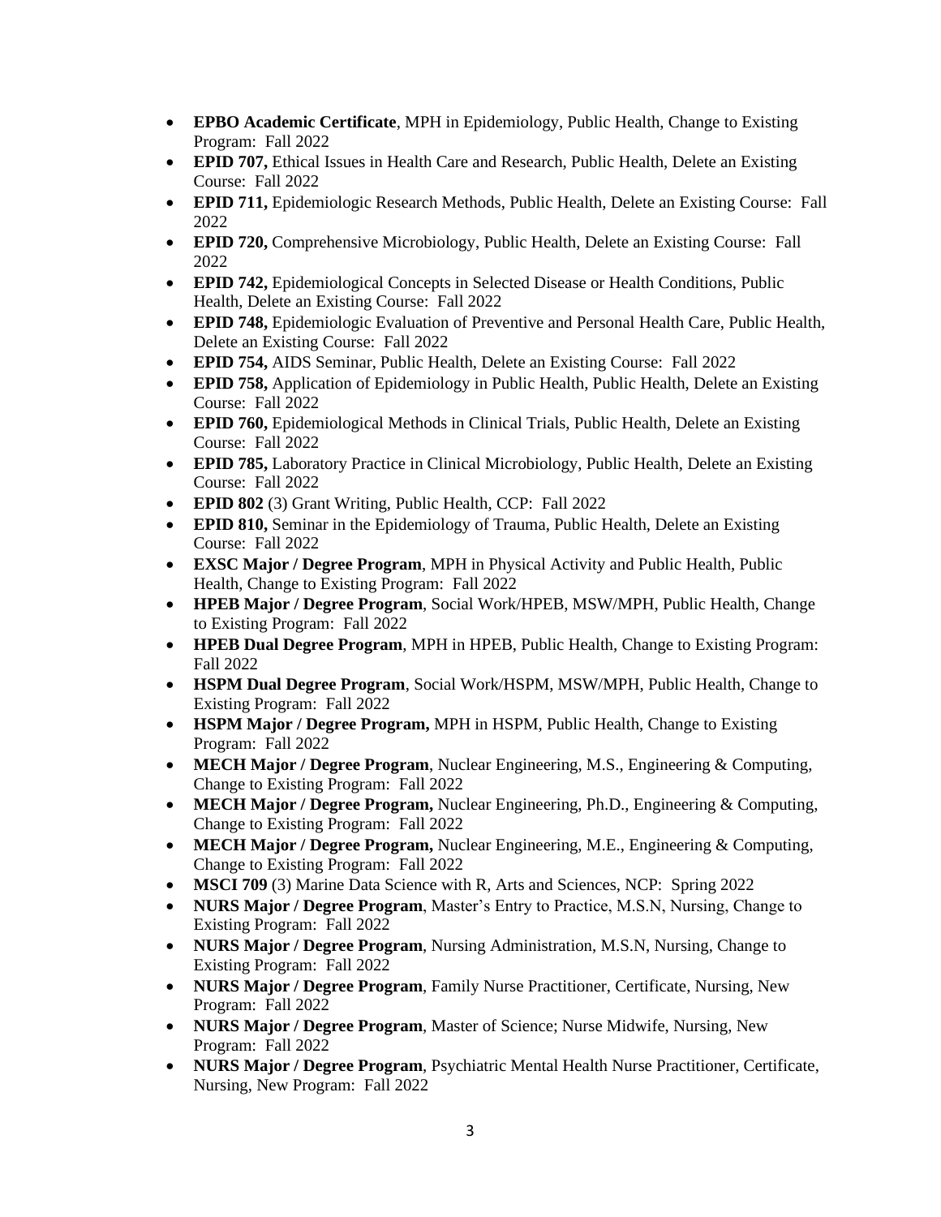- **EPBO Academic Certificate**, MPH in Epidemiology, Public Health, Change to Existing Program: Fall 2022
- **EPID 707,** Ethical Issues in Health Care and Research, Public Health, Delete an Existing Course: Fall 2022
- **EPID 711,** Epidemiologic Research Methods, Public Health, Delete an Existing Course: Fall 2022
- **EPID 720,** Comprehensive Microbiology, Public Health, Delete an Existing Course: Fall 2022
- **EPID 742,** Epidemiological Concepts in Selected Disease or Health Conditions, Public Health, Delete an Existing Course: Fall 2022
- **EPID 748,** Epidemiologic Evaluation of Preventive and Personal Health Care, Public Health, Delete an Existing Course: Fall 2022
- **EPID 754,** AIDS Seminar, Public Health, Delete an Existing Course: Fall 2022
- **EPID 758,** Application of Epidemiology in Public Health, Public Health, Delete an Existing Course: Fall 2022
- **EPID 760,** Epidemiological Methods in Clinical Trials, Public Health, Delete an Existing Course: Fall 2022
- **EPID 785,** Laboratory Practice in Clinical Microbiology, Public Health, Delete an Existing Course: Fall 2022
- **EPID 802** (3) Grant Writing, Public Health, CCP: Fall 2022
- **EPID 810,** Seminar in the Epidemiology of Trauma, Public Health, Delete an Existing Course: Fall 2022
- **EXSC Major / Degree Program**, MPH in Physical Activity and Public Health, Public Health, Change to Existing Program: Fall 2022
- **HPEB Major / Degree Program**, Social Work/HPEB, MSW/MPH, Public Health, Change to Existing Program: Fall 2022
- **HPEB Dual Degree Program**, MPH in HPEB, Public Health, Change to Existing Program: Fall 2022
- **HSPM Dual Degree Program**, Social Work/HSPM, MSW/MPH, Public Health, Change to Existing Program: Fall 2022
- **HSPM Major / Degree Program,** MPH in HSPM, Public Health, Change to Existing Program: Fall 2022
- **MECH Major / Degree Program**, Nuclear Engineering, M.S., Engineering & Computing, Change to Existing Program: Fall 2022
- **MECH Major / Degree Program,** Nuclear Engineering, Ph.D., Engineering & Computing, Change to Existing Program: Fall 2022
- **MECH Major / Degree Program,** Nuclear Engineering, M.E., Engineering & Computing, Change to Existing Program: Fall 2022
- **MSCI 709** (3) Marine Data Science with R, Arts and Sciences, NCP: Spring 2022
- **NURS Major / Degree Program**, Master's Entry to Practice, M.S.N, Nursing, Change to Existing Program: Fall 2022
- **NURS Major / Degree Program**, Nursing Administration, M.S.N, Nursing, Change to Existing Program: Fall 2022
- **NURS Major / Degree Program**, Family Nurse Practitioner, Certificate, Nursing, New Program: Fall 2022
- **NURS Major / Degree Program**, Master of Science; Nurse Midwife, Nursing, New Program: Fall 2022
- **NURS Major / Degree Program**, Psychiatric Mental Health Nurse Practitioner, Certificate, Nursing, New Program: Fall 2022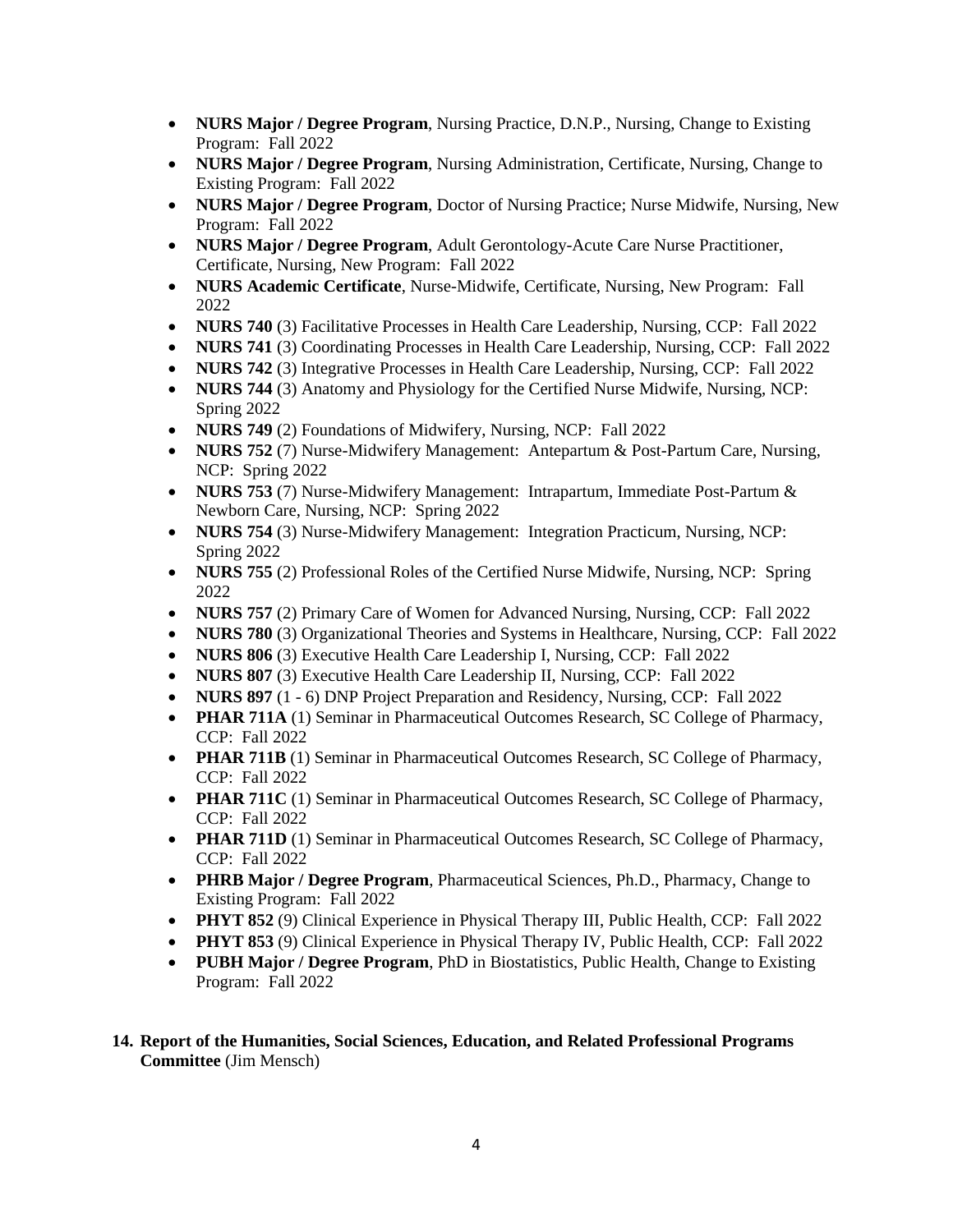- **NURS Major / Degree Program**, Nursing Practice, D.N.P., Nursing, Change to Existing Program: Fall 2022
- **NURS Major / Degree Program**, Nursing Administration, Certificate, Nursing, Change to Existing Program: Fall 2022
- **NURS Major / Degree Program**, Doctor of Nursing Practice; Nurse Midwife, Nursing, New Program: Fall 2022
- **NURS Major / Degree Program**, Adult Gerontology-Acute Care Nurse Practitioner, Certificate, Nursing, New Program: Fall 2022
- **NURS Academic Certificate**, Nurse-Midwife, Certificate, Nursing, New Program: Fall 2022
- **NURS 740** (3) Facilitative Processes in Health Care Leadership, Nursing, CCP: Fall 2022
- **NURS 741** (3) Coordinating Processes in Health Care Leadership, Nursing, CCP: Fall 2022
- **NURS 742** (3) Integrative Processes in Health Care Leadership, Nursing, CCP: Fall 2022
- **NURS 744** (3) Anatomy and Physiology for the Certified Nurse Midwife, Nursing, NCP: Spring 2022
- **NURS 749** (2) Foundations of Midwifery, Nursing, NCP: Fall 2022
- **NURS 752** (7) Nurse-Midwifery Management: Antepartum & Post-Partum Care, Nursing, NCP: Spring 2022
- **NURS 753** (7) Nurse-Midwifery Management: Intrapartum, Immediate Post-Partum & Newborn Care, Nursing, NCP: Spring 2022
- **NURS 754** (3) Nurse-Midwifery Management: Integration Practicum, Nursing, NCP: Spring 2022
- **NURS 755** (2) Professional Roles of the Certified Nurse Midwife, Nursing, NCP: Spring 2022
- **NURS 757** (2) Primary Care of Women for Advanced Nursing, Nursing, CCP: Fall 2022
- **NURS 780** (3) Organizational Theories and Systems in Healthcare, Nursing, CCP: Fall 2022
- **NURS 806** (3) Executive Health Care Leadership I, Nursing, CCP: Fall 2022
- **NURS 807** (3) Executive Health Care Leadership II, Nursing, CCP: Fall 2022
- **NURS 897** (1 - 6) DNP Project Preparation and Residency, Nursing, CCP: Fall 2022
- **PHAR 711A** (1) Seminar in Pharmaceutical Outcomes Research, SC College of Pharmacy, CCP: Fall 2022
- **PHAR 711B** (1) Seminar in Pharmaceutical Outcomes Research, SC College of Pharmacy, CCP: Fall 2022
- **PHAR 711C** (1) Seminar in Pharmaceutical Outcomes Research, SC College of Pharmacy, CCP: Fall 2022
- **PHAR 711D** (1) Seminar in Pharmaceutical Outcomes Research, SC College of Pharmacy, CCP: Fall 2022
- **PHRB Major / Degree Program**, Pharmaceutical Sciences, Ph.D., Pharmacy, Change to Existing Program: Fall 2022
- **PHYT 852** (9) Clinical Experience in Physical Therapy III, Public Health, CCP: Fall 2022
- **PHYT 853** (9) Clinical Experience in Physical Therapy IV, Public Health, CCP: Fall 2022
- **PUBH Major / Degree Program**, PhD in Biostatistics, Public Health, Change to Existing Program: Fall 2022

**14. Report of the Humanities, Social Sciences, Education, and Related Professional Programs Committee** (Jim Mensch)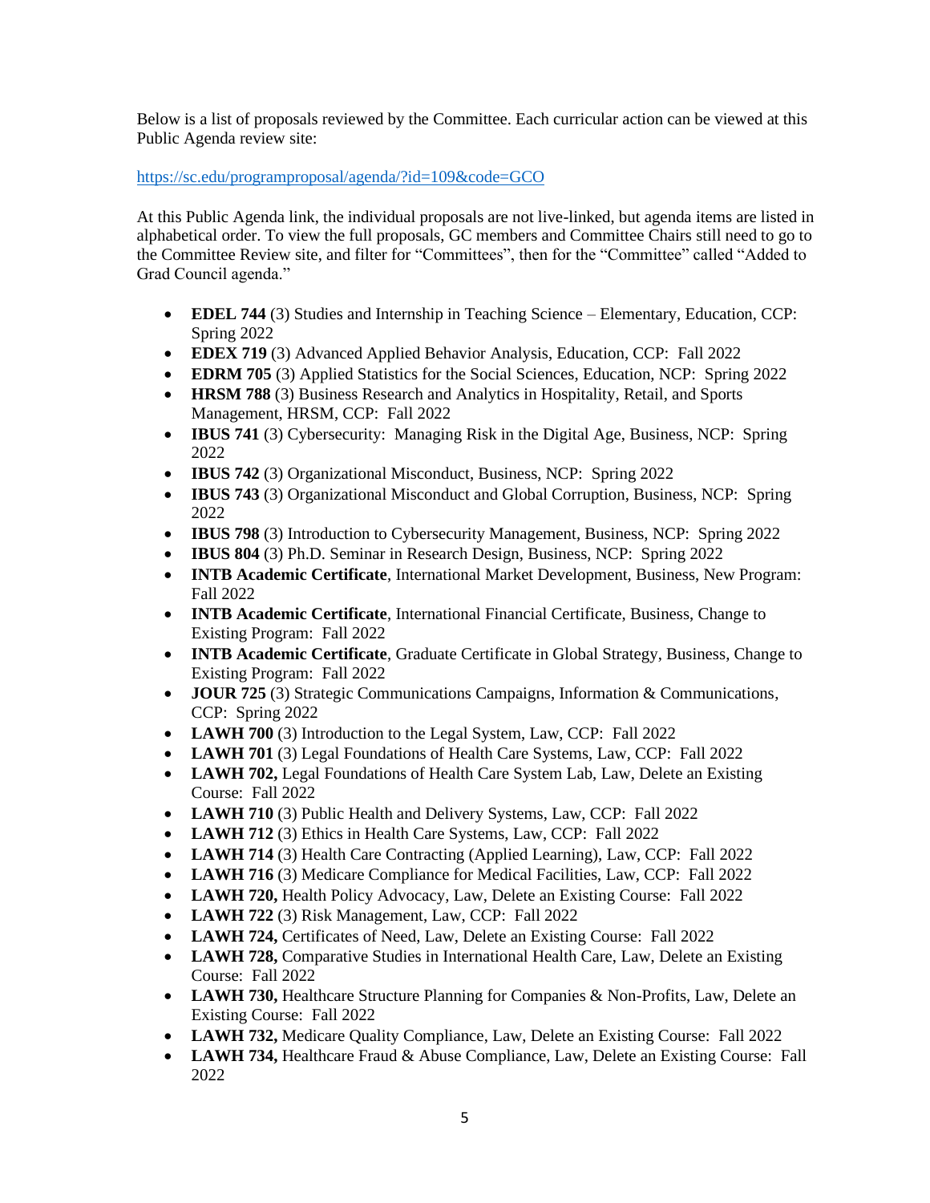Below is a list of proposals reviewed by the Committee. Each curricular action can be viewed at this Public Agenda review site:

https://sc.edu/programproposal/agenda/?id=109&code=GCO

At this Public Agenda link, the individual proposals are not live-linked, but agenda items are listed in alphabetical order. To view the full proposals, GC members and Committee Chairs still need to go to the Committee Review site, and filter for "Committees", then for the "Committee" called "Added to Grad Council agenda."

- **EDEL 744** (3) Studies and Internship in Teaching Science – Elementary, Education, CCP: Spring 2022
- **EDEX 719** (3) Advanced Applied Behavior Analysis, Education, CCP: Fall 2022
- **EDRM 705** (3) Applied Statistics for the Social Sciences, Education, NCP: Spring 2022
- **HRSM 788** (3) Business Research and Analytics in Hospitality, Retail, and Sports Management, HRSM, CCP: Fall 2022
- **IBUS 741** (3) Cybersecurity: Managing Risk in the Digital Age, Business, NCP: Spring 2022
- **IBUS 742** (3) Organizational Misconduct, Business, NCP: Spring 2022
- **IBUS 743** (3) Organizational Misconduct and Global Corruption, Business, NCP: Spring 2022
- **IBUS 798** (3) Introduction to Cybersecurity Management, Business, NCP: Spring 2022
- **IBUS 804** (3) Ph.D. Seminar in Research Design, Business, NCP: Spring 2022
- **INTB Academic Certificate**, International Market Development, Business, New Program: Fall 2022
- **INTB Academic Certificate**, International Financial Certificate, Business, Change to Existing Program: Fall 2022
- **INTB Academic Certificate**, Graduate Certificate in Global Strategy, Business, Change to Existing Program: Fall 2022
- **JOUR 725** (3) Strategic Communications Campaigns, Information & Communications, CCP: Spring 2022
- **LAWH 700** (3) Introduction to the Legal System, Law, CCP: Fall 2022
- **LAWH 701** (3) Legal Foundations of Health Care Systems, Law, CCP: Fall 2022
- **LAWH 702,** Legal Foundations of Health Care System Lab, Law, Delete an Existing Course: Fall 2022
- **LAWH 710** (3) Public Health and Delivery Systems, Law, CCP: Fall 2022
- **LAWH 712** (3) Ethics in Health Care Systems, Law, CCP: Fall 2022
- **LAWH 714** (3) Health Care Contracting (Applied Learning), Law, CCP: Fall 2022
- **LAWH 716** (3) Medicare Compliance for Medical Facilities, Law, CCP: Fall 2022
- **LAWH 720,** Health Policy Advocacy, Law, Delete an Existing Course: Fall 2022
- **LAWH 722** (3) Risk Management, Law, CCP: Fall 2022
- **LAWH 724,** Certificates of Need, Law, Delete an Existing Course: Fall 2022
- **LAWH 728,** Comparative Studies in International Health Care, Law, Delete an Existing Course: Fall 2022
- **LAWH 730,** Healthcare Structure Planning for Companies & Non-Profits, Law, Delete an Existing Course: Fall 2022
- **LAWH 732,** Medicare Quality Compliance, Law, Delete an Existing Course: Fall 2022
- **LAWH 734,** Healthcare Fraud & Abuse Compliance, Law, Delete an Existing Course: Fall 2022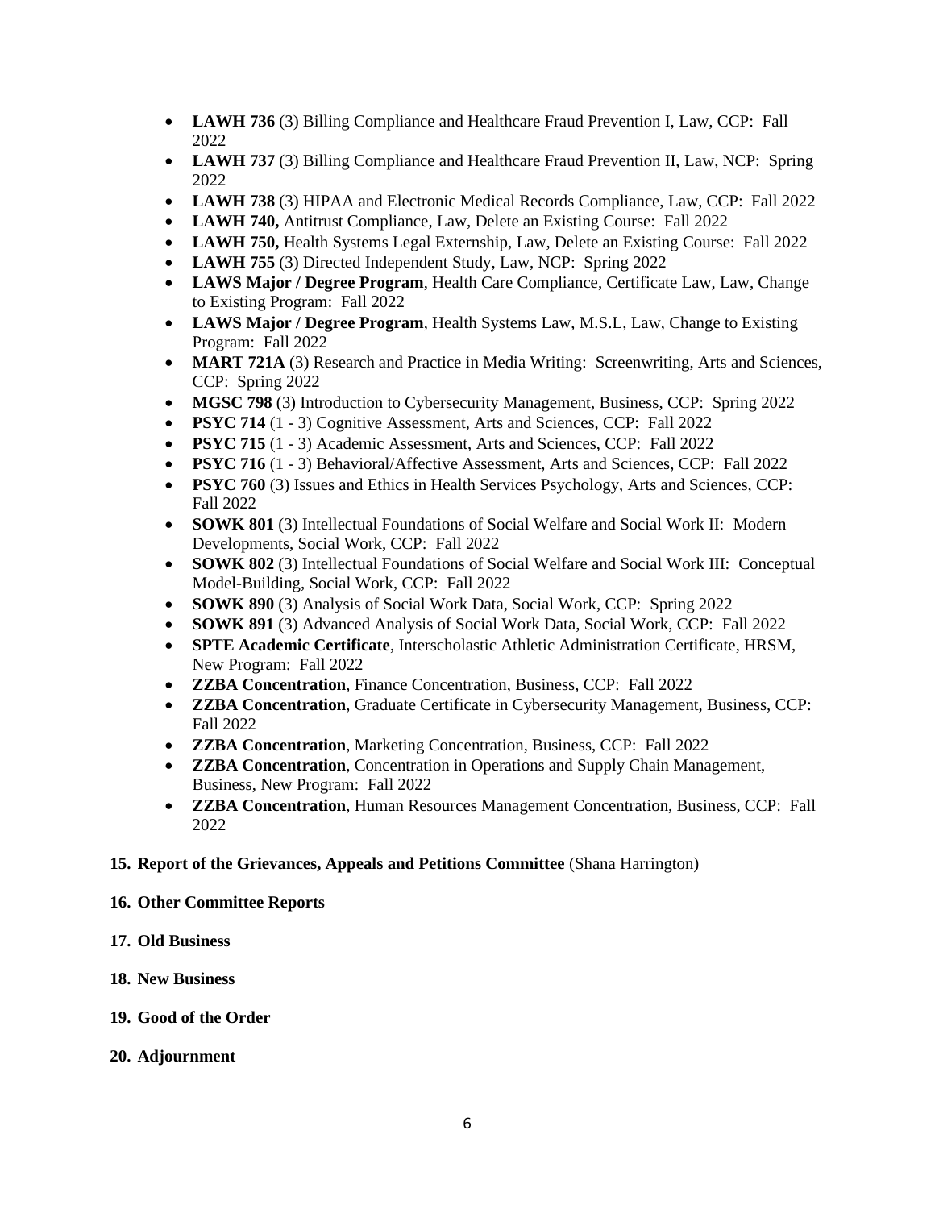- **LAWH 736** (3) Billing Compliance and Healthcare Fraud Prevention I, Law, CCP: Fall 2022
- **LAWH 737** (3) Billing Compliance and Healthcare Fraud Prevention II, Law, NCP: Spring 2022
- **LAWH 738** (3) HIPAA and Electronic Medical Records Compliance, Law, CCP: Fall 2022
- **LAWH 740,** Antitrust Compliance, Law, Delete an Existing Course: Fall 2022
- **LAWH 750,** Health Systems Legal Externship, Law, Delete an Existing Course: Fall 2022
- **LAWH 755** (3) Directed Independent Study, Law, NCP: Spring 2022
- **LAWS Major / Degree Program**, Health Care Compliance, Certificate Law, Law, Change to Existing Program: Fall 2022
- **LAWS Major / Degree Program**, Health Systems Law, M.S.L, Law, Change to Existing Program: Fall 2022
- **MART 721A** (3) Research and Practice in Media Writing: Screenwriting, Arts and Sciences, CCP: Spring 2022
- **MGSC 798** (3) Introduction to Cybersecurity Management, Business, CCP: Spring 2022
- **PSYC 714** (1 - 3) Cognitive Assessment, Arts and Sciences, CCP: Fall 2022
- **PSYC 715** (1 - 3) Academic Assessment, Arts and Sciences, CCP: Fall 2022
- **PSYC 716** (1 - 3) Behavioral/Affective Assessment, Arts and Sciences, CCP: Fall 2022
- **PSYC 760** (3) Issues and Ethics in Health Services Psychology, Arts and Sciences, CCP: Fall 2022
- **SOWK 801** (3) Intellectual Foundations of Social Welfare and Social Work II: Modern Developments, Social Work, CCP: Fall 2022
- **SOWK 802** (3) Intellectual Foundations of Social Welfare and Social Work III: Conceptual Model-Building, Social Work, CCP: Fall 2022
- **SOWK 890** (3) Analysis of Social Work Data, Social Work, CCP: Spring 2022
- **SOWK 891** (3) Advanced Analysis of Social Work Data, Social Work, CCP: Fall 2022
- **SPTE Academic Certificate**, Interscholastic Athletic Administration Certificate, HRSM, New Program: Fall 2022
- **ZZBA Concentration**, Finance Concentration, Business, CCP: Fall 2022
- **ZZBA Concentration**, Graduate Certificate in Cybersecurity Management, Business, CCP: Fall 2022
- **ZZBA Concentration**, Marketing Concentration, Business, CCP: Fall 2022
- **ZZBA Concentration**, Concentration in Operations and Supply Chain Management, Business, New Program: Fall 2022
- **ZZBA Concentration**, Human Resources Management Concentration, Business, CCP: Fall 2022

**15. Report of the Grievances, Appeals and Petitions Committee** (Shana Harrington)

**16. Other Committee Reports**

**17. Old Business**

**18. New Business**

**19. Good of the Order**

**20. Adjournment**